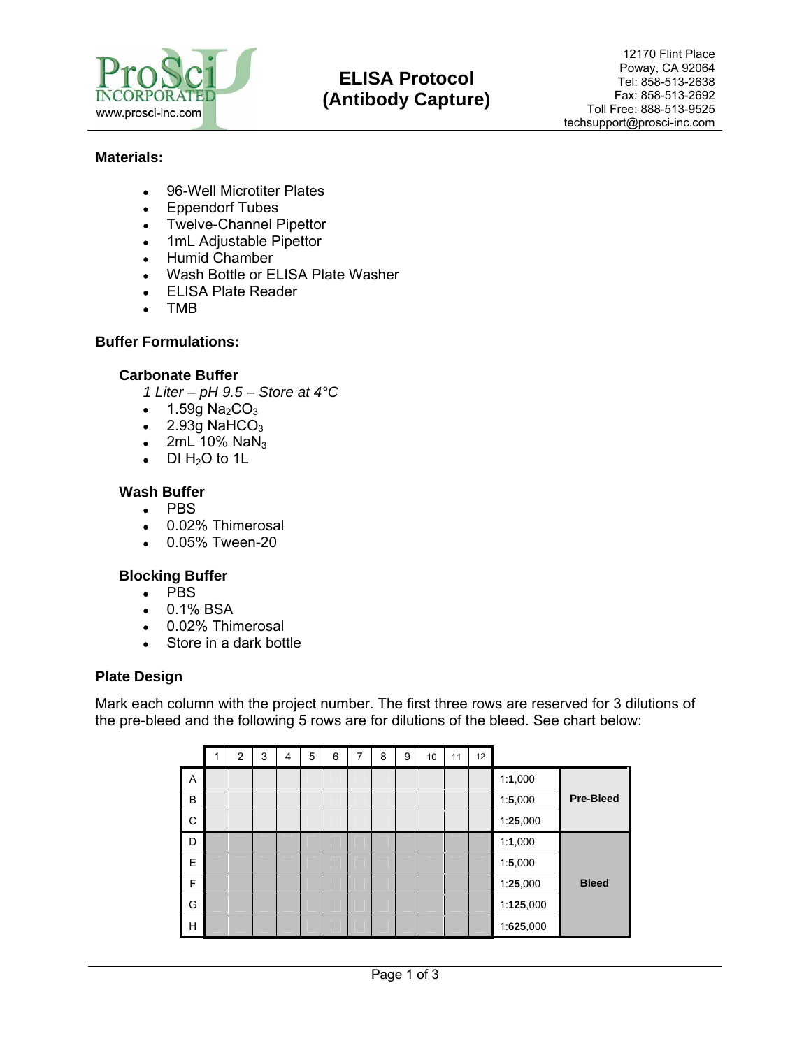# ELISA Protocol (Antibody Capture)

12170 Flint Place
Poway, CA 92064
Tel: 858-513-2638
Fax: 858-513-2692
Toll Free: 888-513-9525
techsupport@prosci-inc.com

## Materials:

- 96-Well Microtiter Plates
- Eppendorf Tubes
- Twelve-Channel Pipettor
- 1mL Adjustable Pipettor
- Humid Chamber
- Wash Bottle or ELISA Plate Washer
- ELISA Plate Reader
- TMB

## Buffer Formulations:

### Carbonate Buffer

*1 Liter – pH 9.5 – Store at 4°C*

- 1.59g $Na_2CO_3$
- 2.93g $NaHCO_3$
- 2mL 10% $NaN_3$
- DI $H_2O$ to 1L

### Wash Buffer

- PBS
- 0.02% Thimerosal
- 0.05% Tween-20

### Blocking Buffer

- PBS
- 0.1% BSA
- 0.02% Thimerosal
- Store in a dark bottle

## Plate Design

Mark each column with the project number. The first three rows are reserved for 3 dilutions of the pre-bleed and the following 5 rows are for dilutions of the bleed. See chart below:

| | 1 | 2 | 3 | 4 | 5 | 6 | 7 | 8 | 9 | 10 | 11 | 12 | Dilution | Sample |
|---|---|---|---|---|---|---|---|---|---|---|---|---|---|---|
| A | | | | | | | | | | | | | 1:**1**,000 | **Pre-Bleed** |
| B | | | | | | | | | | | | | 1:**5**,000 | |
| C | | | | | | | | | | | | | 1:**25**,000 | |
| D | | | | | | | | | | | | | 1:**1**,000 | **Bleed** |
| E | | | | | | | | | | | | | 1:**5**,000 | |
| F | | | | | | | | | | | | | 1:**25**,000 | |
| G | | | | | | | | | | | | | 1:**125**,000 | |
| H | | | | | | | | | | | | | 1:**625**,000 | |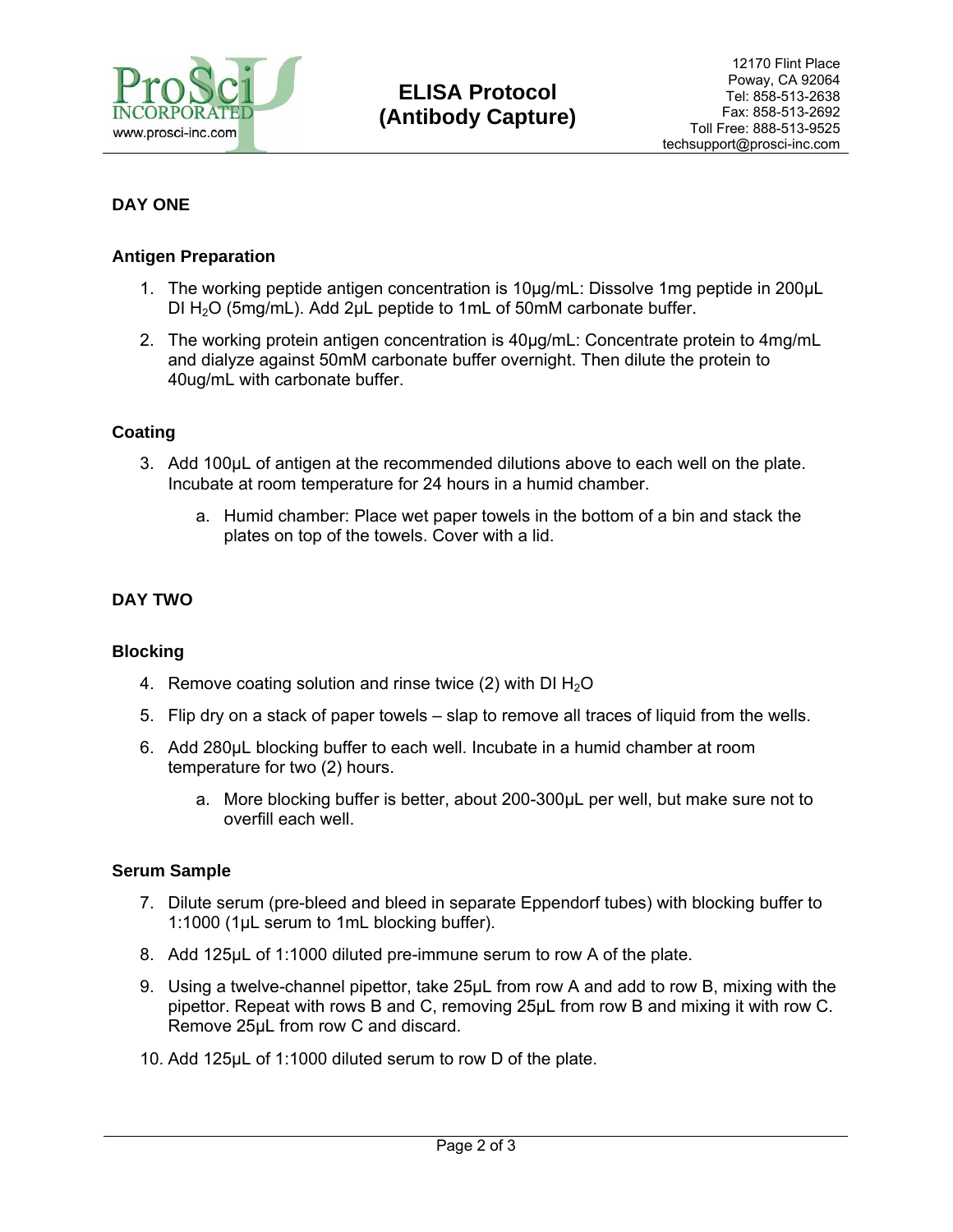## DAY ONE

### Antigen Preparation

1. The working peptide antigen concentration is 10µg/mL: Dissolve 1mg peptide in 200µL DI $H_2O$ (5mg/mL). Add 2µL peptide to 1mL of 50mM carbonate buffer.
2. The working protein antigen concentration is 40µg/mL: Concentrate protein to 4mg/mL and dialyze against 50mM carbonate buffer overnight. Then dilute the protein to 40ug/mL with carbonate buffer.

### Coating

3. Add 100µL of antigen at the recommended dilutions above to each well on the plate. Incubate at room temperature for 24 hours in a humid chamber.
   a. Humid chamber: Place wet paper towels in the bottom of a bin and stack the plates on top of the towels. Cover with a lid.

## DAY TWO

### Blocking

4. Remove coating solution and rinse twice (2) with DI $H_2O$
5. Flip dry on a stack of paper towels – slap to remove all traces of liquid from the wells.
6. Add 280µL blocking buffer to each well. Incubate in a humid chamber at room temperature for two (2) hours.
   a. More blocking buffer is better, about 200-300µL per well, but make sure not to overfill each well.

### Serum Sample

7. Dilute serum (pre-bleed and bleed in separate Eppendorf tubes) with blocking buffer to 1:1000 (1µL serum to 1mL blocking buffer).
8. Add 125µL of 1:1000 diluted pre-immune serum to row A of the plate.
9. Using a twelve-channel pipettor, take 25µL from row A and add to row B, mixing with the pipettor. Repeat with rows B and C, removing 25µL from row B and mixing it with row C. Remove 25µL from row C and discard.
10. Add 125µL of 1:1000 diluted serum to row D of the plate.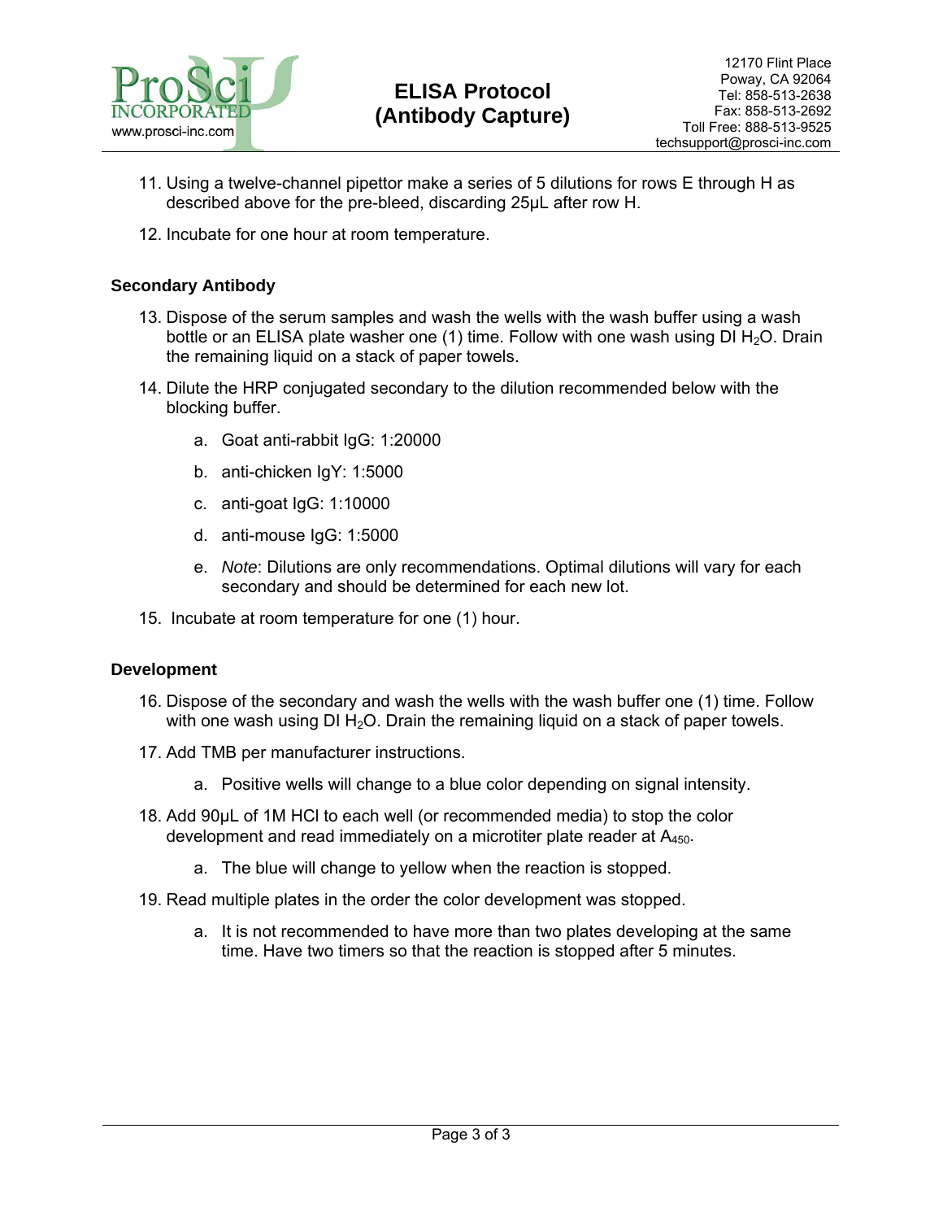11. Using a twelve-channel pipettor make a series of 5 dilutions for rows E through H as described above for the pre-bleed, discarding 25µL after row H.

12. Incubate for one hour at room temperature.

### Secondary Antibody

13. Dispose of the serum samples and wash the wells with the wash buffer using a wash bottle or an ELISA plate washer one (1) time. Follow with one wash using DI $H_2O$. Drain the remaining liquid on a stack of paper towels.

14. Dilute the HRP conjugated secondary to the dilution recommended below with the blocking buffer.

    a. Goat anti-rabbit IgG: 1:20000

    b. anti-chicken IgY: 1:5000

    c. anti-goat IgG: 1:10000

    d. anti-mouse IgG: 1:5000

    e. *Note*: Dilutions are only recommendations. Optimal dilutions will vary for each secondary and should be determined for each new lot.

15. Incubate at room temperature for one (1) hour.

### Development

16. Dispose of the secondary and wash the wells with the wash buffer one (1) time. Follow with one wash using DI $H_2O$. Drain the remaining liquid on a stack of paper towels.

17. Add TMB per manufacturer instructions.

    a. Positive wells will change to a blue color depending on signal intensity.

18. Add 90µL of 1M HCl to each well (or recommended media) to stop the color development and read immediately on a microtiter plate reader at $A_{450}$.

    a. The blue will change to yellow when the reaction is stopped.

19. Read multiple plates in the order the color development was stopped.

    a. It is not recommended to have more than two plates developing at the same time. Have two timers so that the reaction is stopped after 5 minutes.